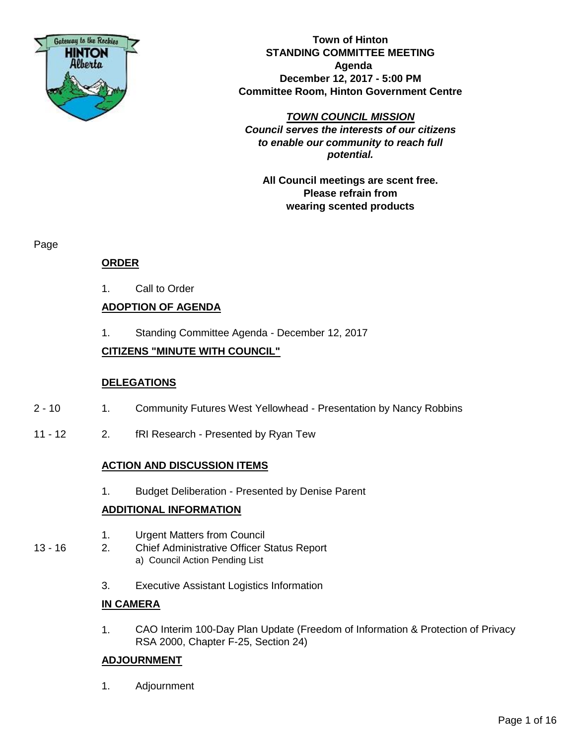**Town of Hinton**
**STANDING COMMITTEE MEETING**
**Agenda**
**December 12, 2017 - 5:00 PM**
**Committee Room, Hinton Government Centre**

***TOWN COUNCIL MISSION***
***Council serves the interests of our citizens to enable our community to reach full potential.***

**All Council meetings are scent free. Please refrain from wearing scented products**

| Page | | |
|---|---|---|
| | | **ORDER** |
| | 1. | Call to Order |
| | | **ADOPTION OF AGENDA** |
| | 1. | Standing Committee Agenda - December 12, 2017 |
| | | **CITIZENS "MINUTE WITH COUNCIL"** |
| | | **DELEGATIONS** |
| 2 - 10 | 1. | Community Futures West Yellowhead - Presentation by Nancy Robbins |
| 11 - 12 | 2. | fRI Research - Presented by Ryan Tew |
| | | **ACTION AND DISCUSSION ITEMS** |
| | 1. | Budget Deliberation - Presented by Denise Parent |
| | | **ADDITIONAL INFORMATION** |
| | 1. | Urgent Matters from Council |
| 13 - 16 | 2. | Chief Administrative Officer Status Report<br>a) Council Action Pending List |
| | 3. | Executive Assistant Logistics Information |
| | | **IN CAMERA** |
| | 1. | CAO Interim 100-Day Plan Update (Freedom of Information & Protection of Privacy RSA 2000, Chapter F-25, Section 24) |
| | | **ADJOURNMENT** |
| | 1. | Adjournment |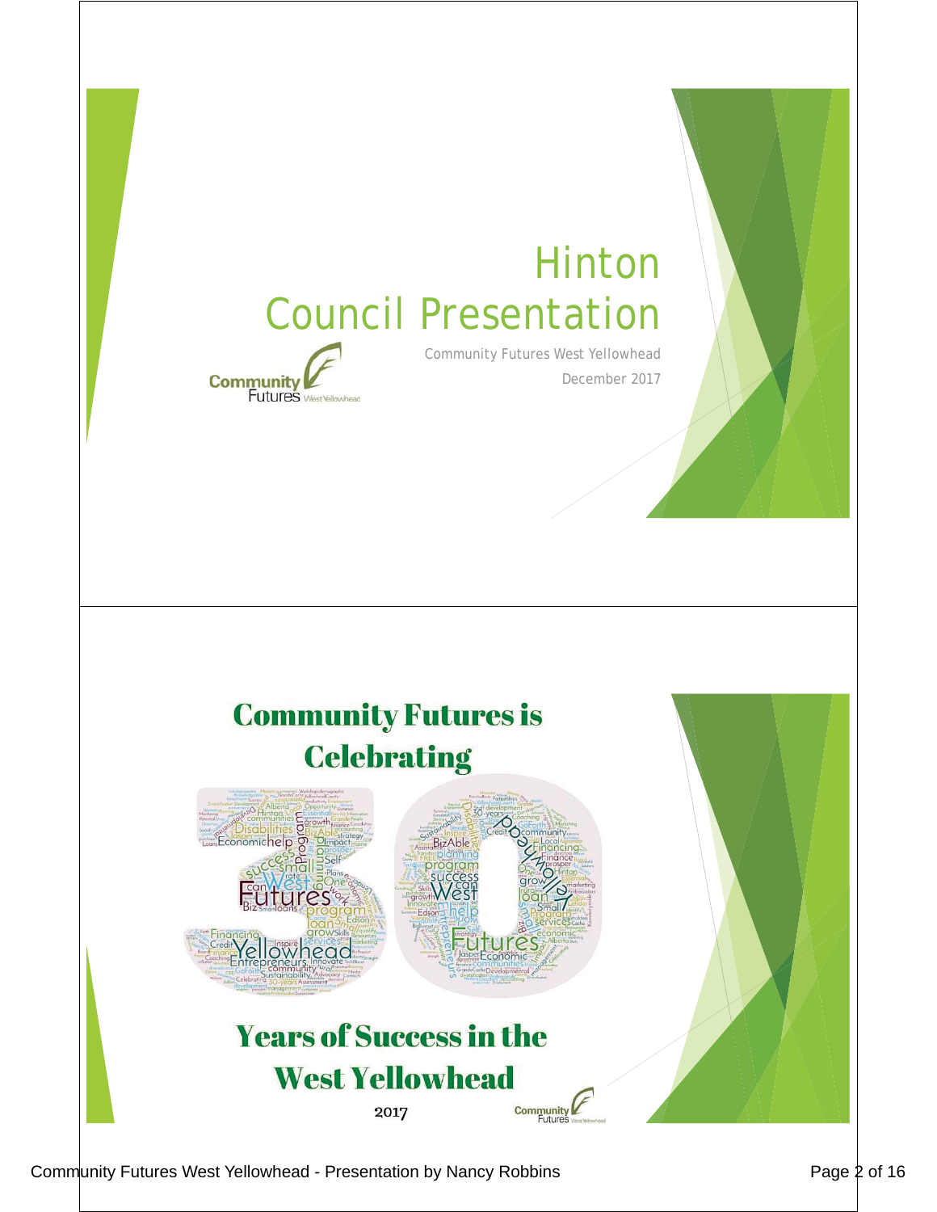# Hinton Council Presentation

Community Futures West Yellowhead

December 2017

---

## Community Futures is Celebrating 30 Years of Success in the West Yellowhead

2017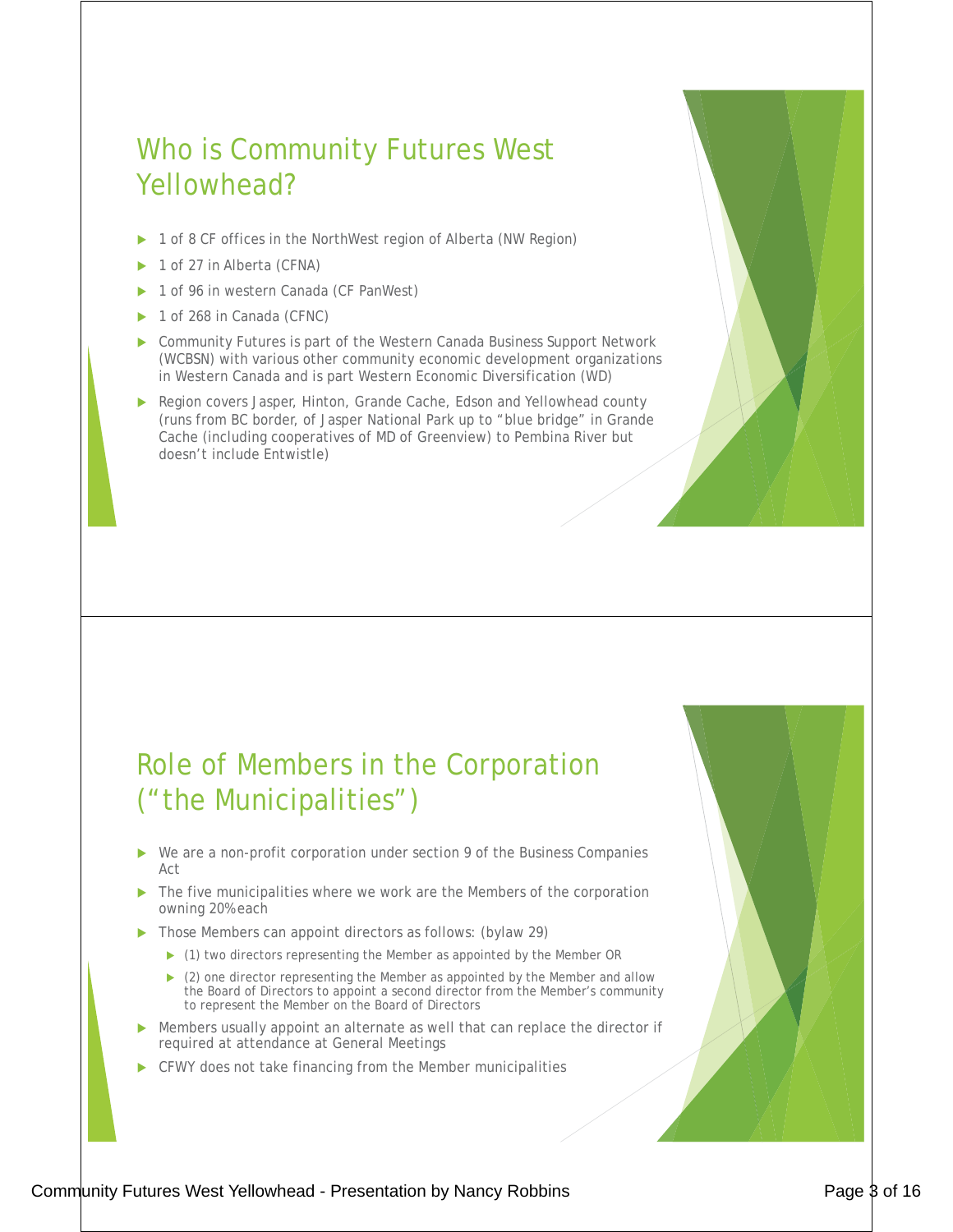## Who is Community Futures West Yellowhead?

- 1 of 8 CF offices in the NorthWest region of Alberta (NW Region)
- 1 of 27 in Alberta (CFNA)
- 1 of 96 in western Canada (CF PanWest)
- 1 of 268 in Canada (CFNC)
- Community Futures is part of the Western Canada Business Support Network (WCBSN) with various other community economic development organizations in Western Canada and is part Western Economic Diversification (WD)
- Region covers Jasper, Hinton, Grande Cache, Edson and Yellowhead county (runs from BC border, of Jasper National Park up to "blue bridge" in Grande Cache (including cooperatives of MD of Greenview) to Pembina River but doesn't include Entwistle)

## Role of Members in the Corporation ("the Municipalities")

- We are a non-profit corporation under section 9 of the Business Companies Act
- The five municipalities where we work are the Members of the corporation owning 20% each
- Those Members can appoint directors as follows: (bylaw 29)
  - (1) two directors representing the Member as appointed by the Member OR
  - (2) one director representing the Member as appointed by the Member and allow the Board of Directors to appoint a second director from the Member's community to represent the Member on the Board of Directors
- Members usually appoint an alternate as well that can replace the director if required at attendance at General Meetings
- CFWY does not take financing from the Member municipalities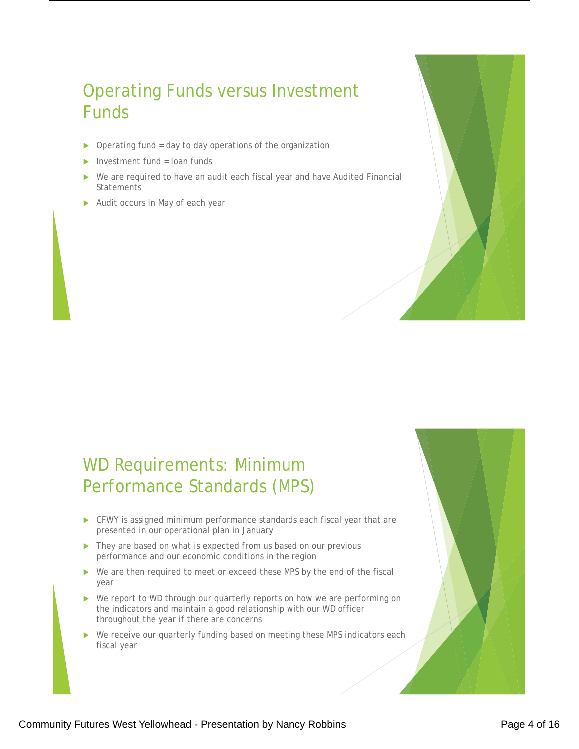## Operating Funds versus Investment Funds

- Operating fund = day to day operations of the organization
- Investment fund = loan funds
- We are required to have an audit each fiscal year and have Audited Financial Statements
- Audit occurs in May of each year

## WD Requirements: Minimum Performance Standards (MPS)

- CFWY is assigned minimum performance standards each fiscal year that are presented in our operational plan in January
- They are based on what is expected from us based on our previous performance and our economic conditions in the region
- We are then required to meet or exceed these MPS by the end of the fiscal year
- We report to WD through our quarterly reports on how we are performing on the indicators and maintain a good relationship with our WD officer throughout the year if there are concerns
- We receive our quarterly funding based on meeting these MPS indicators each fiscal year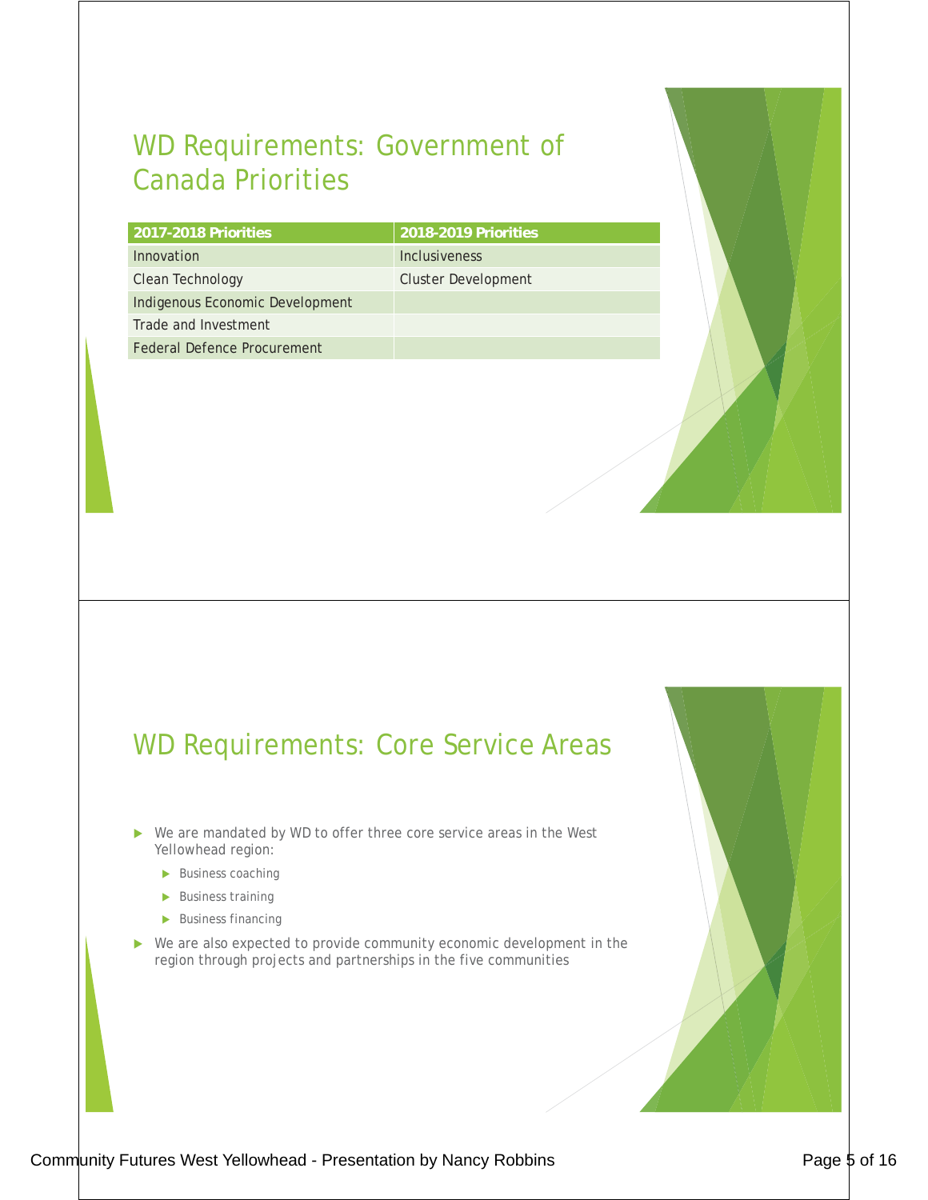## WD Requirements: Government of Canada Priorities

| 2017-2018 Priorities | 2018-2019 Priorities |
|---|---|
| Innovation | Inclusiveness |
| Clean Technology | Cluster Development |
| Indigenous Economic Development | |
| Trade and Investment | |
| Federal Defence Procurement | |

## WD Requirements: Core Service Areas

- We are mandated by WD to offer three core service areas in the West Yellowhead region:
  - Business coaching
  - Business training
  - Business financing
- We are also expected to provide community economic development in the region through projects and partnerships in the five communities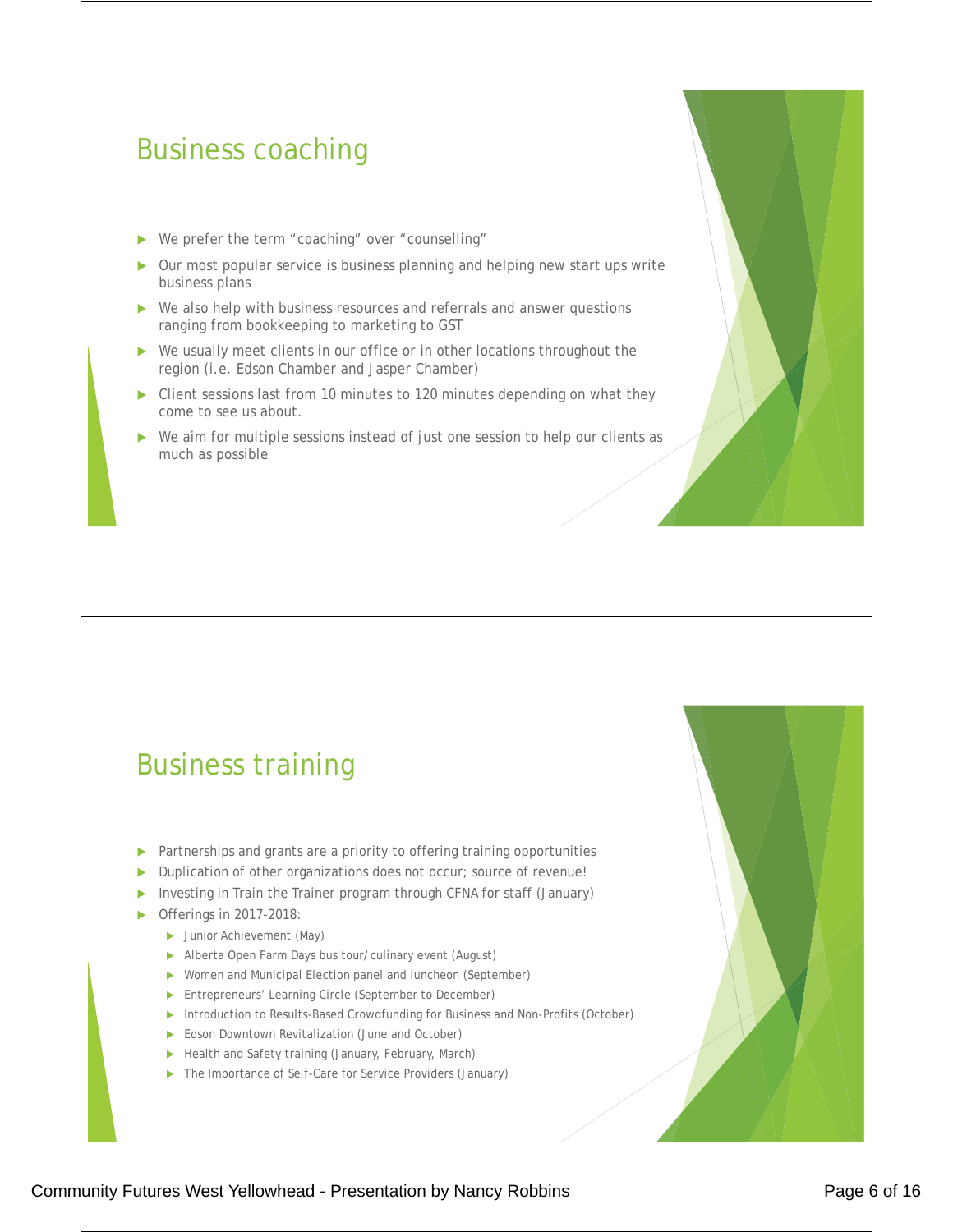## Business coaching

- We prefer the term “coaching” over “counselling”
- Our most popular service is business planning and helping new start ups write business plans
- We also help with business resources and referrals and answer questions ranging from bookkeeping to marketing to GST
- We usually meet clients in our office or in other locations throughout the region (i.e. Edson Chamber and Jasper Chamber)
- Client sessions last from 10 minutes to 120 minutes depending on what they come to see us about.
- We aim for multiple sessions instead of just one session to help our clients as much as possible

## Business training

- Partnerships and grants are a priority to offering training opportunities
- Duplication of other organizations does not occur; source of revenue!
- Investing in Train the Trainer program through CFNA for staff (January)
- Offerings in 2017-2018:
  - Junior Achievement (May)
  - Alberta Open Farm Days bus tour/culinary event (August)
  - Women and Municipal Election panel and luncheon (September)
  - Entrepreneurs’ Learning Circle (September to December)
  - Introduction to Results-Based Crowdfunding for Business and Non-Profits (October)
  - Edson Downtown Revitalization (June and October)
  - Health and Safety training (January, February, March)
  - The Importance of Self-Care for Service Providers (January)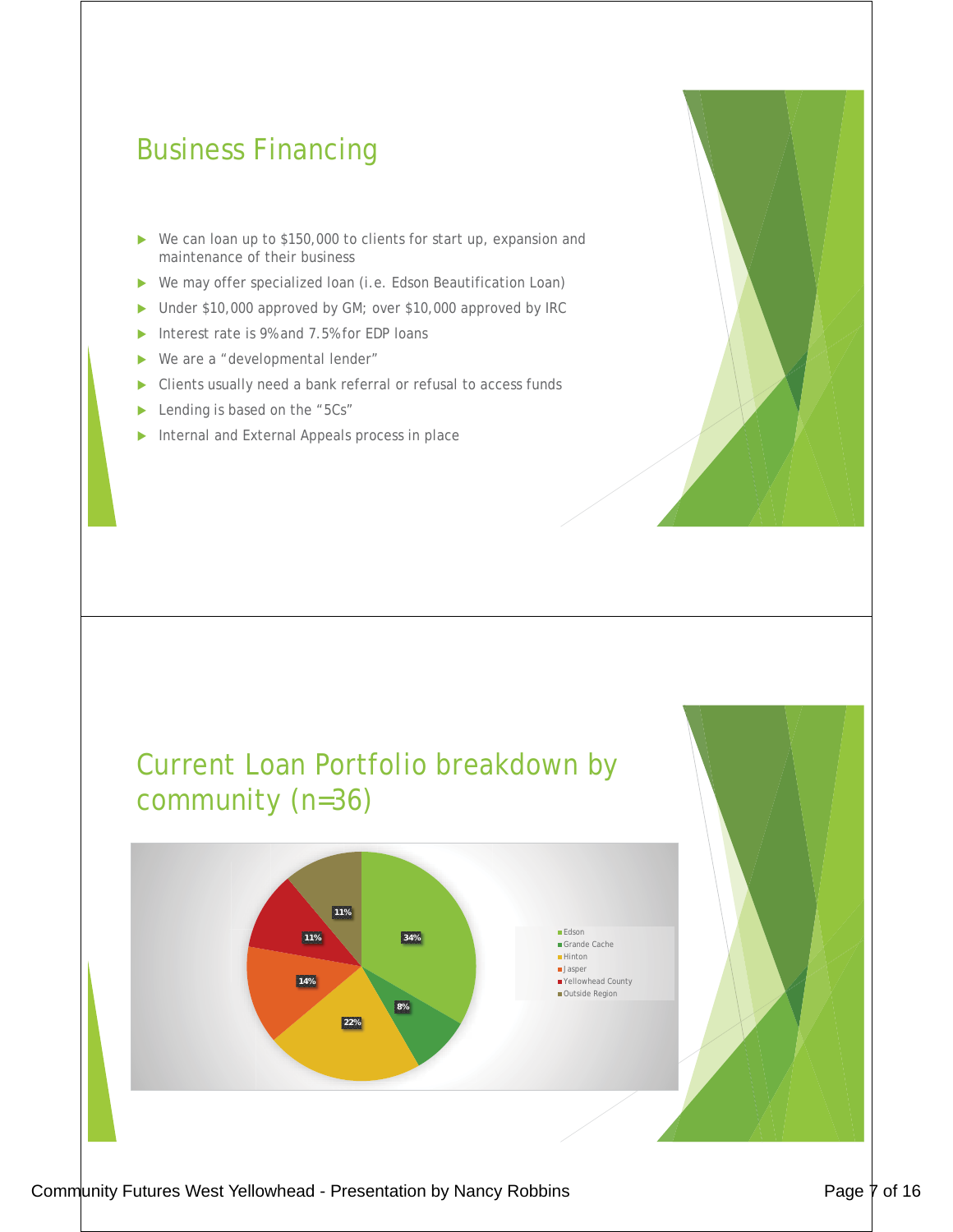## Business Financing

- We can loan up to $150,000 to clients for start up, expansion and maintenance of their business
- We may offer specialized loan (i.e. Edson Beautification Loan)
- Under $10,000 approved by GM; over $10,000 approved by IRC
- Interest rate is 9% and 7.5% for EDP loans
- We are a "developmental lender"
- Clients usually need a bank referral or refusal to access funds
- Lending is based on the "5Cs"
- Internal and External Appeals process in place

## Current Loan Portfolio breakdown by community (n=36)

| Community | Share |
|---|---|
| Edson | 34% |
| Grande Cache | 8% |
| Hinton | 22% |
| Jasper | 14% |
| Yellowhead County | 11% |
| Outside Region | 11% |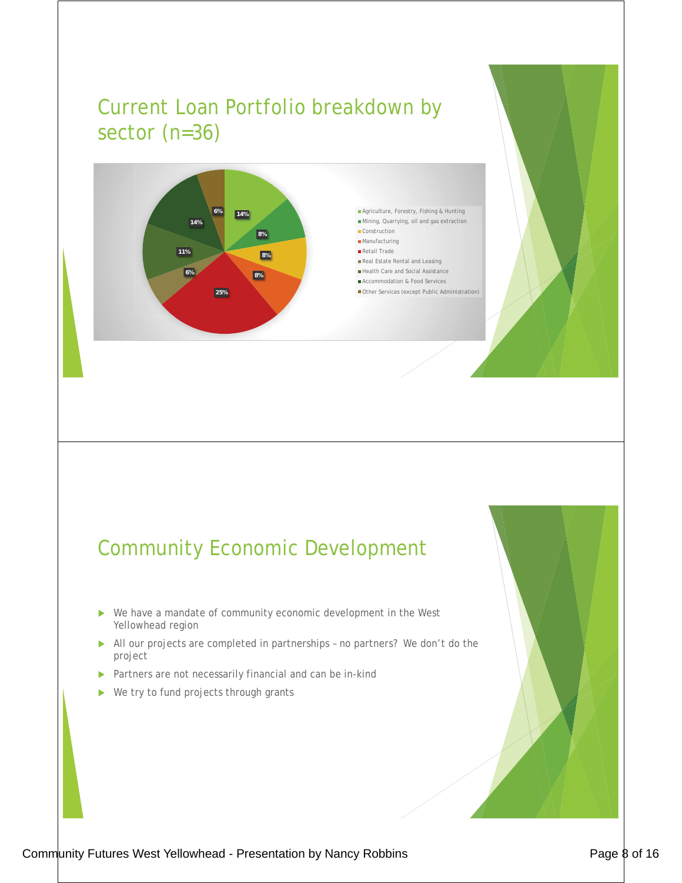## Current Loan Portfolio breakdown by sector (n=36)

- Agriculture, Forestry, Fishing & Hunting
- Mining, Quarrying, oil and gas extraction
- Construction
- Manufacturing
- Retail Trade
- Real Estate Rental and Leasing
- Health Care and Social Assistance
- Accommodation & Food Services
- Other Services (except Public Administration)

14%, 8%, 8%, 8%, 25%, 6%, 11%, 14%, 6%

## Community Economic Development

- We have a mandate of community economic development in the West Yellowhead region
- All our projects are completed in partnerships – no partners? We don't do the project
- Partners are not necessarily financial and can be in-kind
- We try to fund projects through grants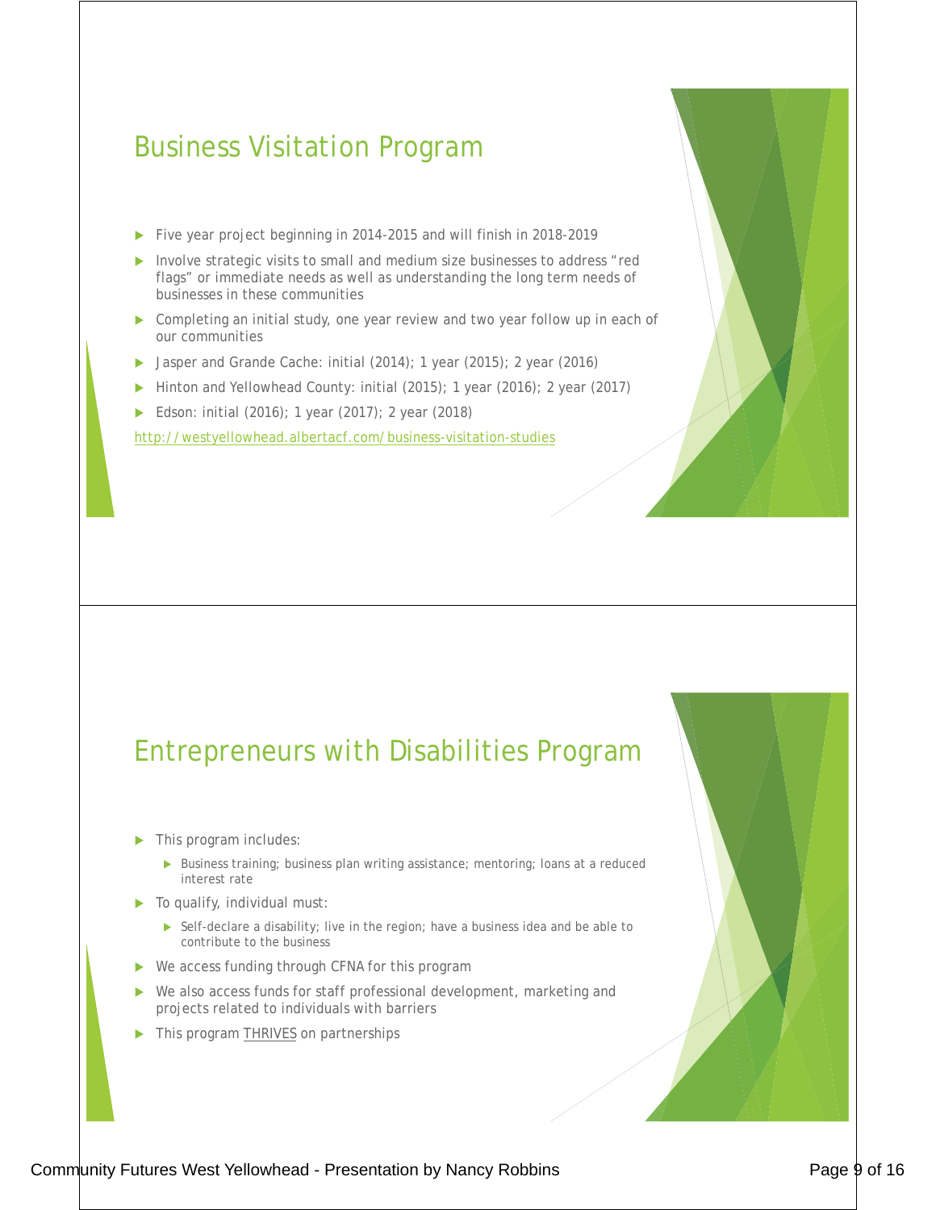## Business Visitation Program

- Five year project beginning in 2014-2015 and will finish in 2018-2019
- Involve strategic visits to small and medium size businesses to address "red flags" or immediate needs as well as understanding the long term needs of businesses in these communities
- Completing an initial study, one year review and two year follow up in each of our communities
- Jasper and Grande Cache: initial (2014); 1 year (2015); 2 year (2016)
- Hinton and Yellowhead County: initial (2015); 1 year (2016); 2 year (2017)
- Edson: initial (2016); 1 year (2017); 2 year (2018)

http://westyellowhead.albertacf.com/business-visitation-studies

## Entrepreneurs with Disabilities Program

- This program includes:
  - Business training; business plan writing assistance; mentoring; loans at a reduced interest rate
- To qualify, individual must:
  - Self-declare a disability; live in the region; have a business idea and be able to contribute to the business
- We access funding through CFNA for this program
- We also access funds for staff professional development, marketing and projects related to individuals with barriers
- This program THRIVES on partnerships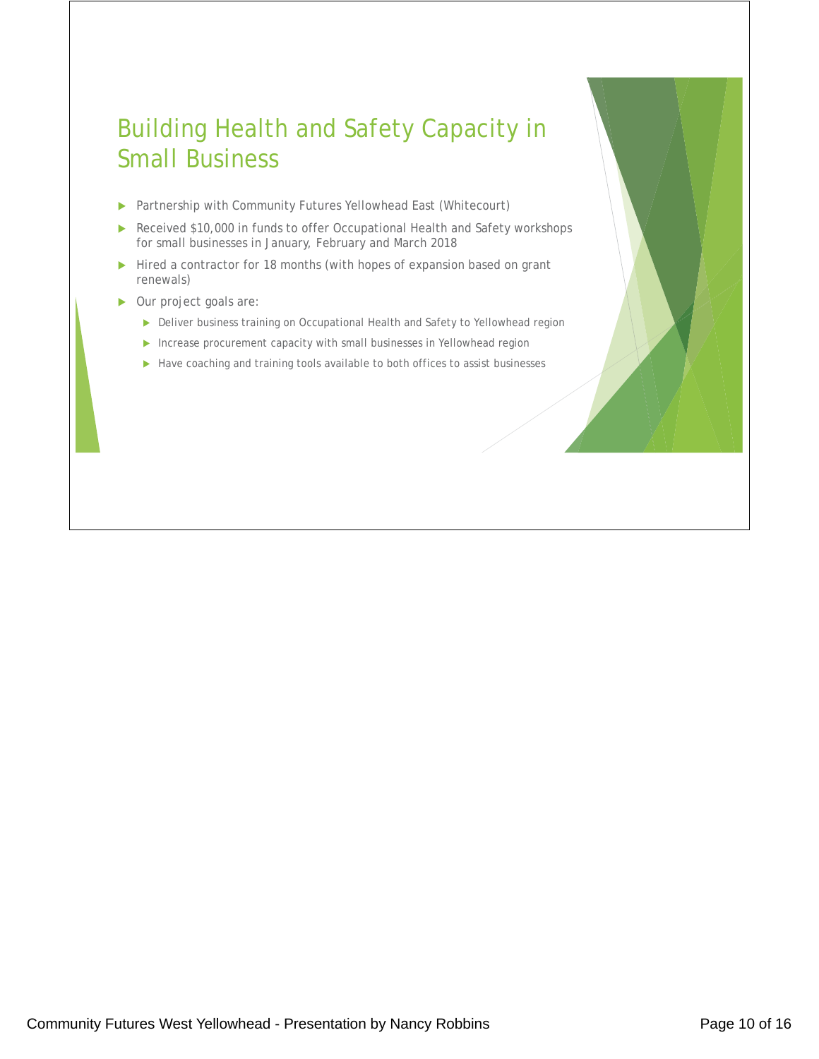# Building Health and Safety Capacity in Small Business

- Partnership with Community Futures Yellowhead East (Whitecourt)
- Received $10,000 in funds to offer Occupational Health and Safety workshops for small businesses in January, February and March 2018
- Hired a contractor for 18 months (with hopes of expansion based on grant renewals)
- Our project goals are:
  - Deliver business training on Occupational Health and Safety to Yellowhead region
  - Increase procurement capacity with small businesses in Yellowhead region
  - Have coaching and training tools available to both offices to assist businesses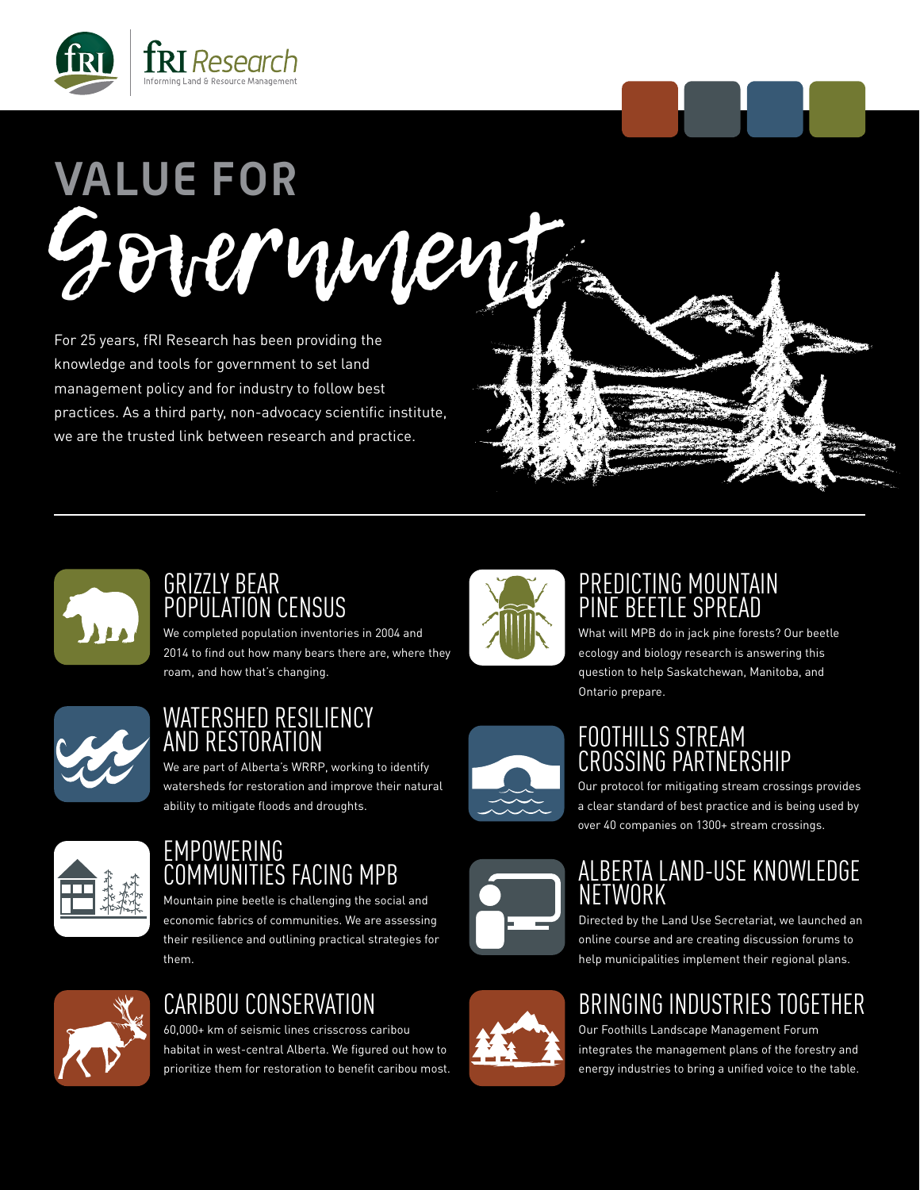fRI Research
Informing Land & Resource Management

# VALUE FOR Government

For 25 years, fRI Research has been providing the knowledge and tools for government to set land management policy and for industry to follow best practices. As a third party, non-advocacy scientific institute, we are the trusted link between research and practice.

## GRIZZLY BEAR POPULATION CENSUS

We completed population inventories in 2004 and 2014 to find out how many bears there are, where they roam, and how that's changing.

## WATERSHED RESILIENCY AND RESTORATION

We are part of Alberta's WRRP, working to identify watersheds for restoration and improve their natural ability to mitigate floods and droughts.

## EMPOWERING COMMUNITIES FACING MPB

Mountain pine beetle is challenging the social and economic fabrics of communities. We are assessing their resilience and outlining practical strategies for them.

## CARIBOU CONSERVATION

60,000+ km of seismic lines crisscross caribou habitat in west-central Alberta. We figured out how to prioritize them for restoration to benefit caribou most.

## PREDICTING MOUNTAIN PINE BEETLE SPREAD

What will MPB do in jack pine forests? Our beetle ecology and biology research is answering this question to help Saskatchewan, Manitoba, and Ontario prepare.

## FOOTHILLS STREAM CROSSING PARTNERSHIP

Our protocol for mitigating stream crossings provides a clear standard of best practice and is being used by over 40 companies on 1300+ stream crossings.

## ALBERTA LAND-USE KNOWLEDGE NETWORK

Directed by the Land Use Secretariat, we launched an online course and are creating discussion forums to help municipalities implement their regional plans.

## BRINGING INDUSTRIES TOGETHER

Our Foothills Landscape Management Forum integrates the management plans of the forestry and energy industries to bring a unified voice to the table.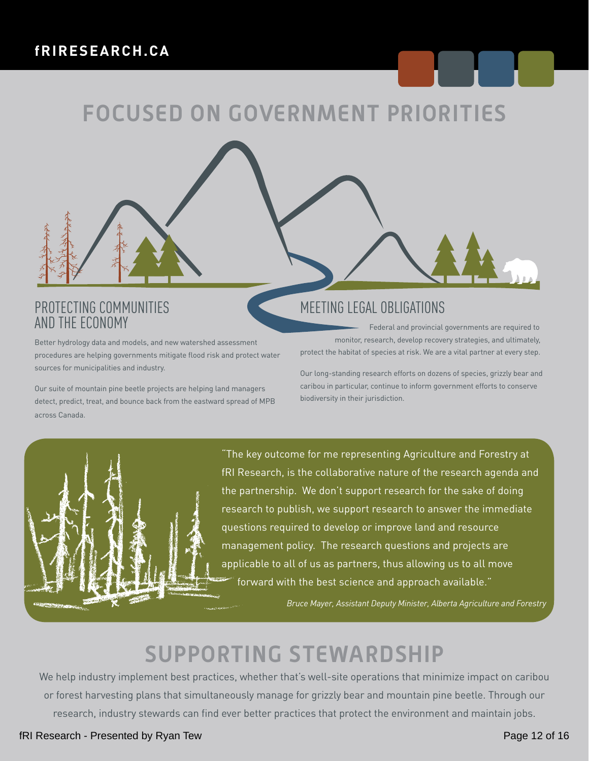# FOCUSED ON GOVERNMENT PRIORITIES

## PROTECTING COMMUNITIES AND THE ECONOMY

Better hydrology data and models, and new watershed assessment procedures are helping governments mitigate flood risk and protect water sources for municipalities and industry.

Our suite of mountain pine beetle projects are helping land managers detect, predict, treat, and bounce back from the eastward spread of MPB across Canada.

## MEETING LEGAL OBLIGATIONS

Federal and provincial governments are required to monitor, research, develop recovery strategies, and ultimately, protect the habitat of species at risk. We are a vital partner at every step.

Our long-standing research efforts on dozens of species, grizzly bear and caribou in particular, continue to inform government efforts to conserve biodiversity in their jurisdiction.

"The key outcome for me representing Agriculture and Forestry at fRI Research, is the collaborative nature of the research agenda and the partnership. We don't support research for the sake of doing research to publish, we support research to answer the immediate questions required to develop or improve land and resource management policy. The research questions and projects are applicable to all of us as partners, thus allowing us to all move forward with the best science and approach available."

*Bruce Mayer, Assistant Deputy Minister, Alberta Agriculture and Forestry*

# SUPPORTING STEWARDSHIP

We help industry implement best practices, whether that's well-site operations that minimize impact on caribou or forest harvesting plans that simultaneously manage for grizzly bear and mountain pine beetle. Through our research, industry stewards can find ever better practices that protect the environment and maintain jobs.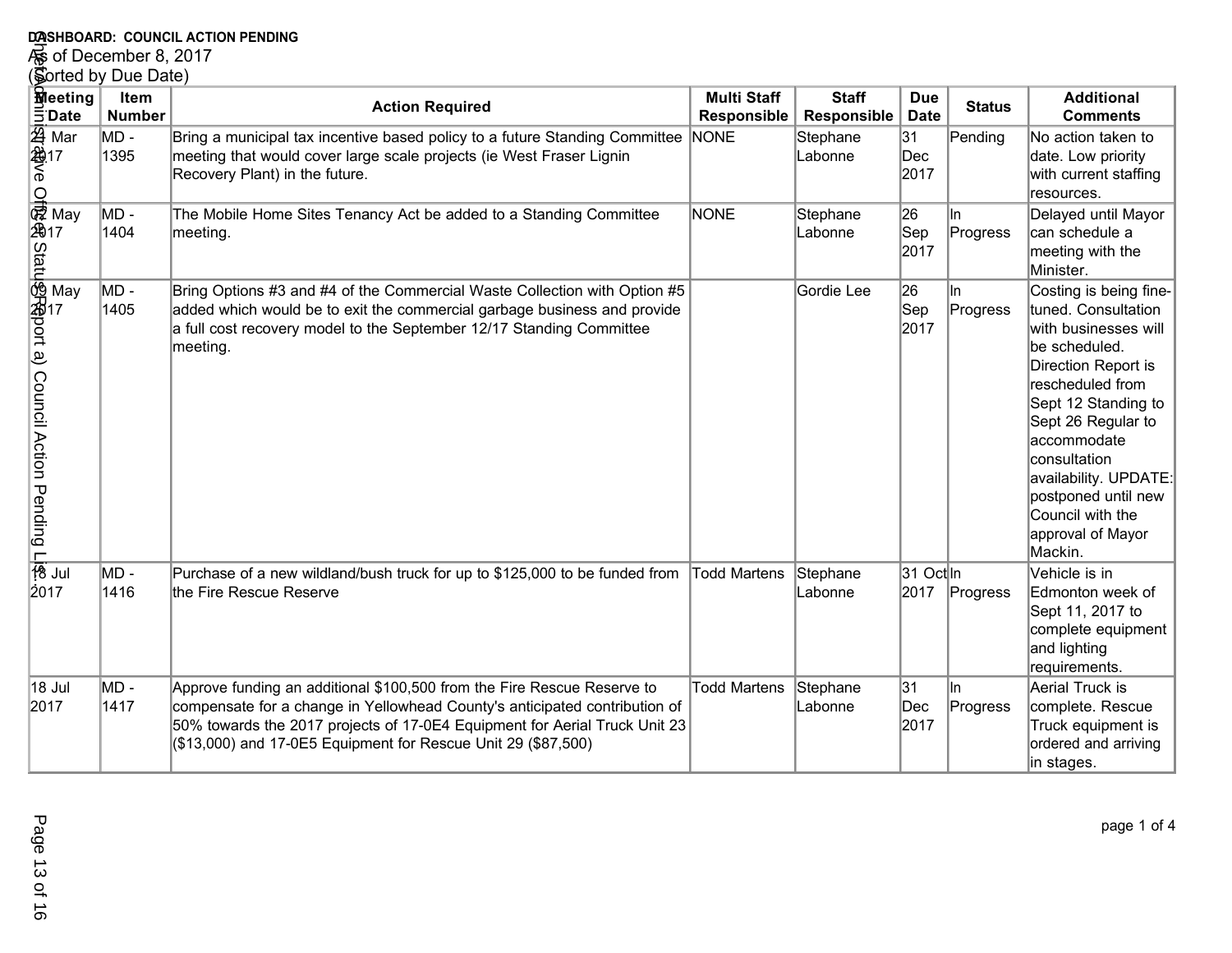**DASHBOARD: COUNCIL ACTION PENDING**
As of December 8, 2017
(Sorted by Due Date)

| Meeting Date | Item Number | Action Required | Multi Staff Responsible | Staff Responsible | Due Date | Status | Additional Comments |
|---|---|---|---|---|---|---|---|
| 21 Mar 2017 | MD - 1395 | Bring a municipal tax incentive based policy to a future Standing Committee meeting that would cover large scale projects (ie West Fraser Lignin Recovery Plant) in the future. | NONE | Stephane Labonne | 31 Dec 2017 | Pending | No action taken to date. Low priority with current staffing resources. |
| 02 May 2017 | MD - 1404 | The Mobile Home Sites Tenancy Act be added to a Standing Committee meeting. | NONE | Stephane Labonne | 26 Sep 2017 | In Progress | Delayed until Mayor can schedule a meeting with the Minister. |
| 09 May 2017 | MD - 1405 | Bring Options #3 and #4 of the Commercial Waste Collection with Option #5 added which would be to exit the commercial garbage business and provide a full cost recovery model to the September 12/17 Standing Committee meeting. | | Gordie Lee | 26 Sep 2017 | In Progress | Costing is being fine-tuned. Consultation with businesses will be scheduled. Direction Report is rescheduled from Sept 12 Standing to Sept 26 Regular to accommodate consultation availability. UPDATE: postponed until new Council with the approval of Mayor Mackin. |
| 18 Jul 2017 | MD - 1416 | Purchase of a new wildland/bush truck for up to $125,000 to be funded from the Fire Rescue Reserve | Todd Martens | Stephane Labonne | 31 Oct 2017 | In Progress | Vehicle is in Edmonton week of Sept 11, 2017 to complete equipment and lighting requirements. |
| 18 Jul 2017 | MD - 1417 | Approve funding an additional $100,500 from the Fire Rescue Reserve to compensate for a change in Yellowhead County's anticipated contribution of 50% towards the 2017 projects of 17-0E4 Equipment for Aerial Truck Unit 23 ($13,000) and 17-0E5 Equipment for Rescue Unit 29 ($87,500) | Todd Martens | Stephane Labonne | 31 Dec 2017 | In Progress | Aerial Truck is complete. Rescue Truck equipment is ordered and arriving in stages. |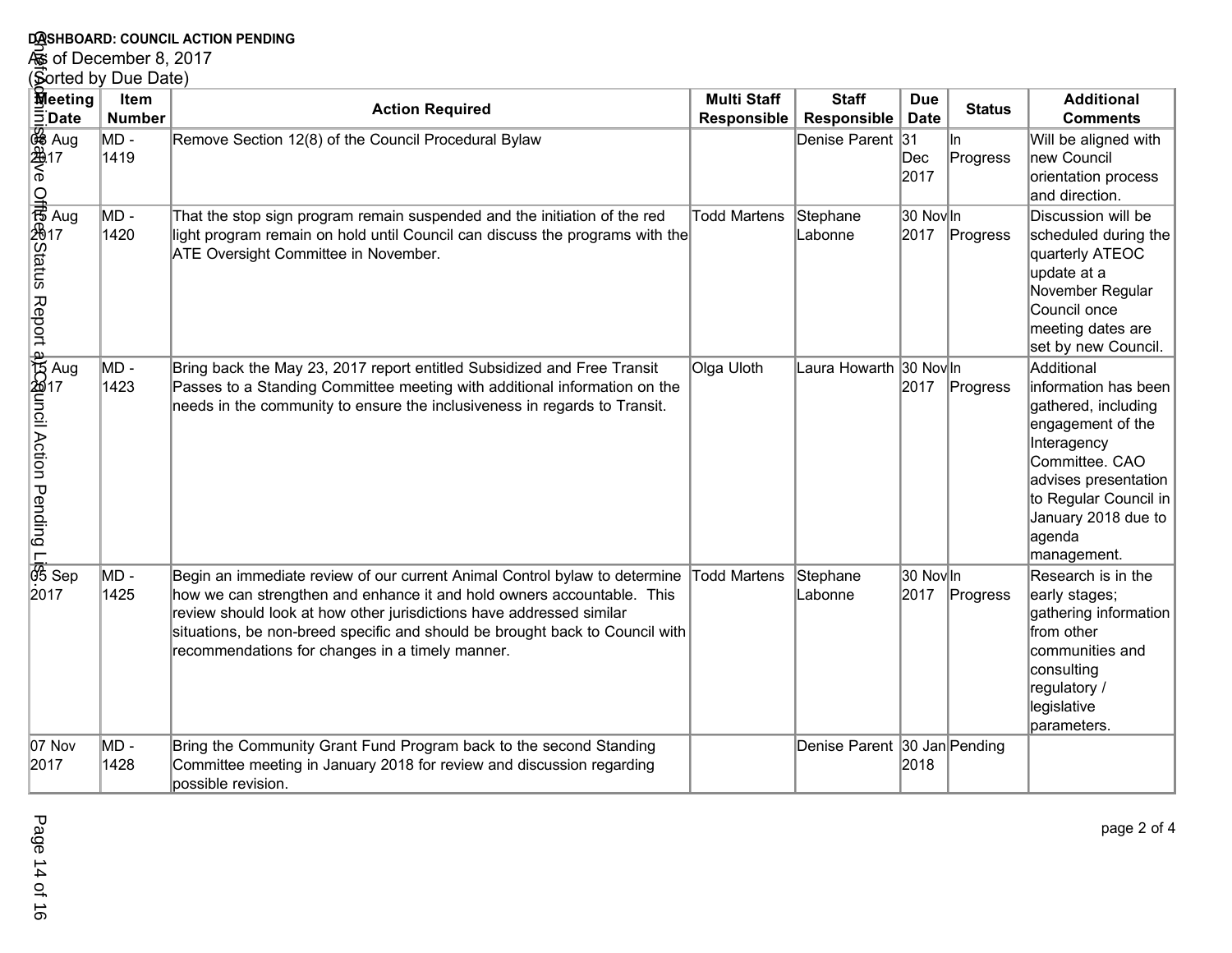**DASHBOARD: COUNCIL ACTION PENDING**

As of December 8, 2017

(Sorted by Due Date)

| Meeting Date | Item Number | Action Required | Multi Staff Responsible | Staff Responsible | Due Date | Status | Additional Comments |
|---|---|---|---|---|---|---|---|
| 08 Aug 2017 | MD - 1419 | Remove Section 12(8) of the Council Procedural Bylaw | | Denise Parent | 31 Dec 2017 | In Progress | Will be aligned with new Council orientation process and direction. |
| 15 Aug 2017 | MD - 1420 | That the stop sign program remain suspended and the initiation of the red light program remain on hold until Council can discuss the programs with the ATE Oversight Committee in November. | Todd Martens | Stephane Labonne | 30 Nov 2017 | In Progress | Discussion will be scheduled during the quarterly ATEOC update at a November Regular Council once meeting dates are set by new Council. |
| 15 Aug 2017 | MD - 1423 | Bring back the May 23, 2017 report entitled Subsidized and Free Transit Passes to a Standing Committee meeting with additional information on the needs in the community to ensure the inclusiveness in regards to Transit. | Olga Uloth | Laura Howarth | 30 Nov 2017 | In Progress | Additional information has been gathered, including engagement of the Interagency Committee. CAO advises presentation to Regular Council in January 2018 due to agenda management. |
| 05 Sep 2017 | MD - 1425 | Begin an immediate review of our current Animal Control bylaw to determine how we can strengthen and enhance it and hold owners accountable. This review should look at how other jurisdictions have addressed similar situations, be non-breed specific and should be brought back to Council with recommendations for changes in a timely manner. | Todd Martens | Stephane Labonne | 30 Nov 2017 | In Progress | Research is in the early stages; gathering information from other communities and consulting regulatory / legislative parameters. |
| 07 Nov 2017 | MD - 1428 | Bring the Community Grant Fund Program back to the second Standing Committee meeting in January 2018 for review and discussion regarding possible revision. | | Denise Parent | 30 Jan 2018 | Pending | |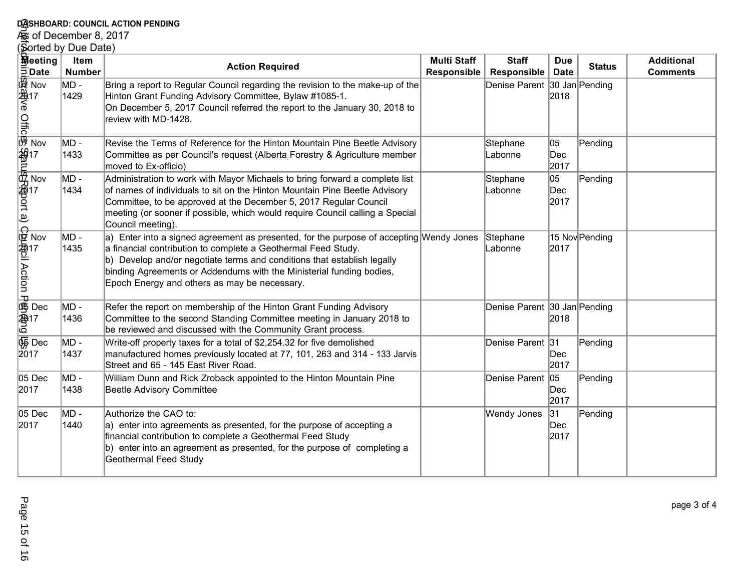**DASHBOARD: COUNCIL ACTION PENDING**

As of December 8, 2017

(Sorted by Due Date)

| Meeting Date | Item Number | Action Required | Multi Staff Responsible | Staff Responsible | Due Date | Status | Additional Comments |
|---|---|---|---|---|---|---|---|
| 07 Nov 2017 | MD - 1429 | Bring a report to Regular Council regarding the revision to the make-up of the Hinton Grant Funding Advisory Committee, Bylaw #1085-1.<br>On December 5, 2017 Council referred the report to the January 30, 2018 to review with MD-1428. | | Denise Parent | 30 Jan 2018 | Pending | |
| 07 Nov 2017 | MD - 1433 | Revise the Terms of Reference for the Hinton Mountain Pine Beetle Advisory Committee as per Council's request (Alberta Forestry & Agriculture member moved to Ex-officio) | | Stephane Labonne | 05 Dec 2017 | Pending | |
| 07 Nov 2017 | MD - 1434 | Administration to work with Mayor Michaels to bring forward a complete list of names of individuals to sit on the Hinton Mountain Pine Beetle Advisory Committee, to be approved at the December 5, 2017 Regular Council meeting (or sooner if possible, which would require Council calling a Special Council meeting). | | Stephane Labonne | 05 Dec 2017 | Pending | |
| 07 Nov 2017 | MD - 1435 | a) Enter into a signed agreement as presented, for the purpose of accepting a financial contribution to complete a Geothermal Feed Study.<br>b) Develop and/or negotiate terms and conditions that establish legally binding Agreements or Addendums with the Ministerial funding bodies, Epoch Energy and others as may be necessary. | Wendy Jones | Stephane Labonne | 15 Nov 2017 | Pending | |
| 05 Dec 2017 | MD - 1436 | Refer the report on membership of the Hinton Grant Funding Advisory Committee to the second Standing Committee meeting in January 2018 to be reviewed and discussed with the Community Grant process. | | Denise Parent | 30 Jan 2018 | Pending | |
| 05 Dec 2017 | MD - 1437 | Write-off property taxes for a total of $2,254.32 for five demolished manufactured homes previously located at 77, 101, 263 and 314 - 133 Jarvis Street and 65 - 145 East River Road. | | Denise Parent | 31 Dec 2017 | Pending | |
| 05 Dec 2017 | MD - 1438 | William Dunn and Rick Zroback appointed to the Hinton Mountain Pine Beetle Advisory Committee | | Denise Parent | 05 Dec 2017 | Pending | |
| 05 Dec 2017 | MD - 1440 | Authorize the CAO to:<br>a) enter into agreements as presented, for the purpose of accepting a financial contribution to complete a Geothermal Feed Study<br>b) enter into an agreement as presented, for the purpose of completing a Geothermal Feed Study | | Wendy Jones | 31 Dec 2017 | Pending | |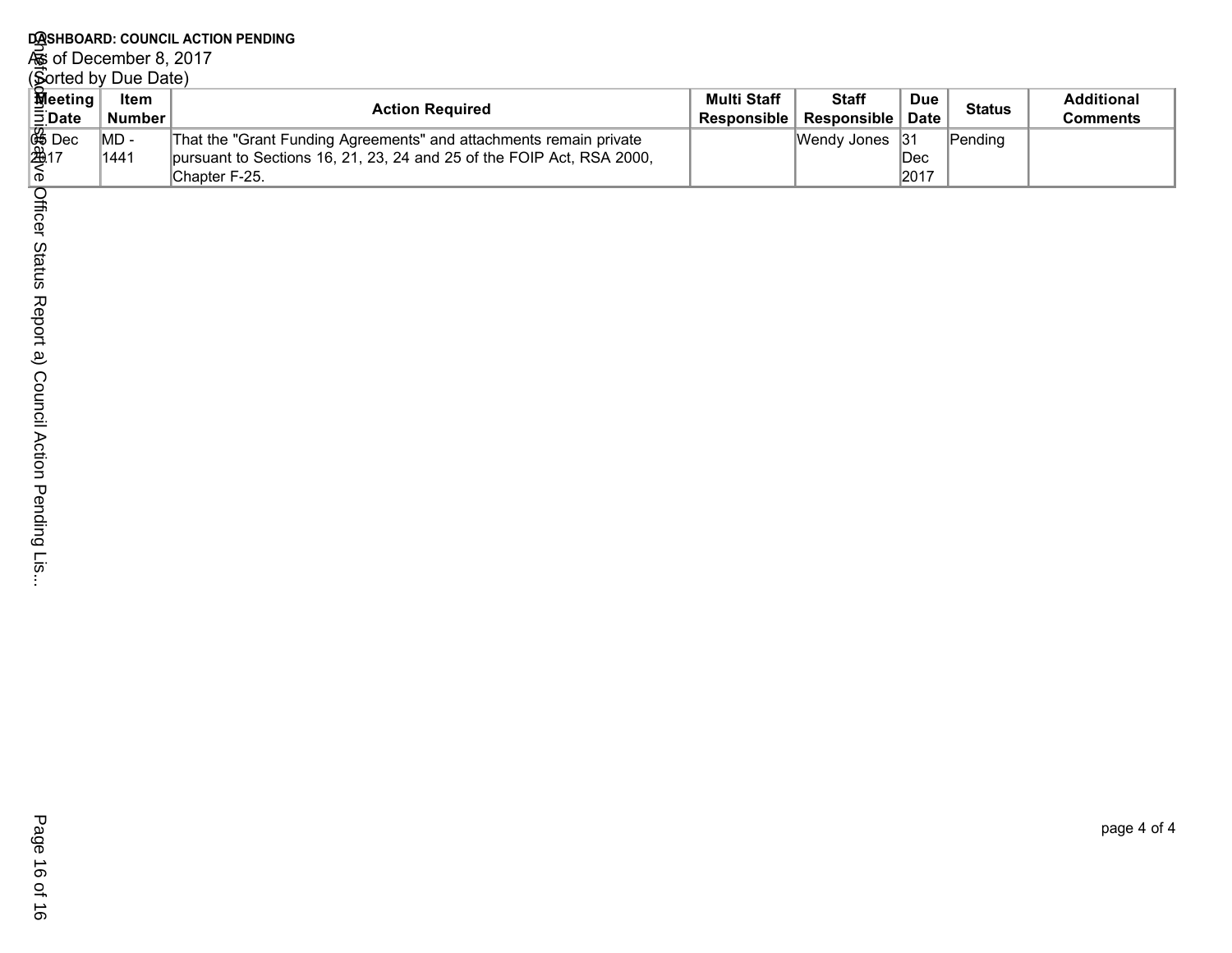**DASHBOARD: COUNCIL ACTION PENDING**
As of December 8, 2017
(Sorted by Due Date)

| Meeting Date | Item Number | Action Required | Multi Staff Responsible | Staff Responsible | Due Date | Status | Additional Comments |
|---|---|---|---|---|---|---|---|
| 05 Dec 2017 | MD - 1441 | That the "Grant Funding Agreements" and attachments remain private pursuant to Sections 16, 21, 23, 24 and 25 of the FOIP Act, RSA 2000, Chapter F-25. | | Wendy Jones | 31 Dec 2017 | Pending | |